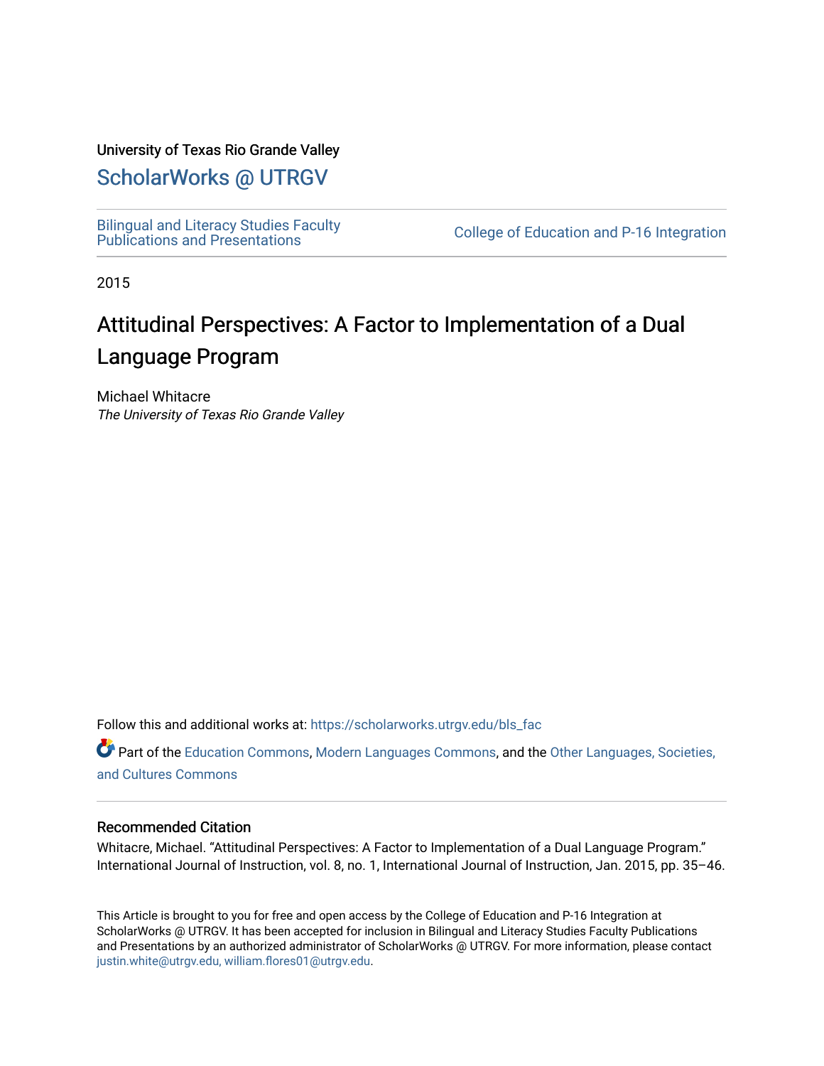University of Texas Rio Grande Valley

# ScholarWorks @ UTRGV

Bilingual and Literacy Studies Faculty Publications and Presentations

College of Education and P-16 Integration

2015

# Attitudinal Perspectives: A Factor to Implementation of a Dual Language Program

Michael Whitacre
*The University of Texas Rio Grande Valley*

Follow this and additional works at: https://scholarworks.utrgv.edu/bls_fac

Part of the Education Commons, Modern Languages Commons, and the Other Languages, Societies, and Cultures Commons

### Recommended Citation

Whitacre, Michael. "Attitudinal Perspectives: A Factor to Implementation of a Dual Language Program." International Journal of Instruction, vol. 8, no. 1, International Journal of Instruction, Jan. 2015, pp. 35–46.

This Article is brought to you for free and open access by the College of Education and P-16 Integration at ScholarWorks @ UTRGV. It has been accepted for inclusion in Bilingual and Literacy Studies Faculty Publications and Presentations by an authorized administrator of ScholarWorks @ UTRGV. For more information, please contact justin.white@utrgv.edu, william.flores01@utrgv.edu.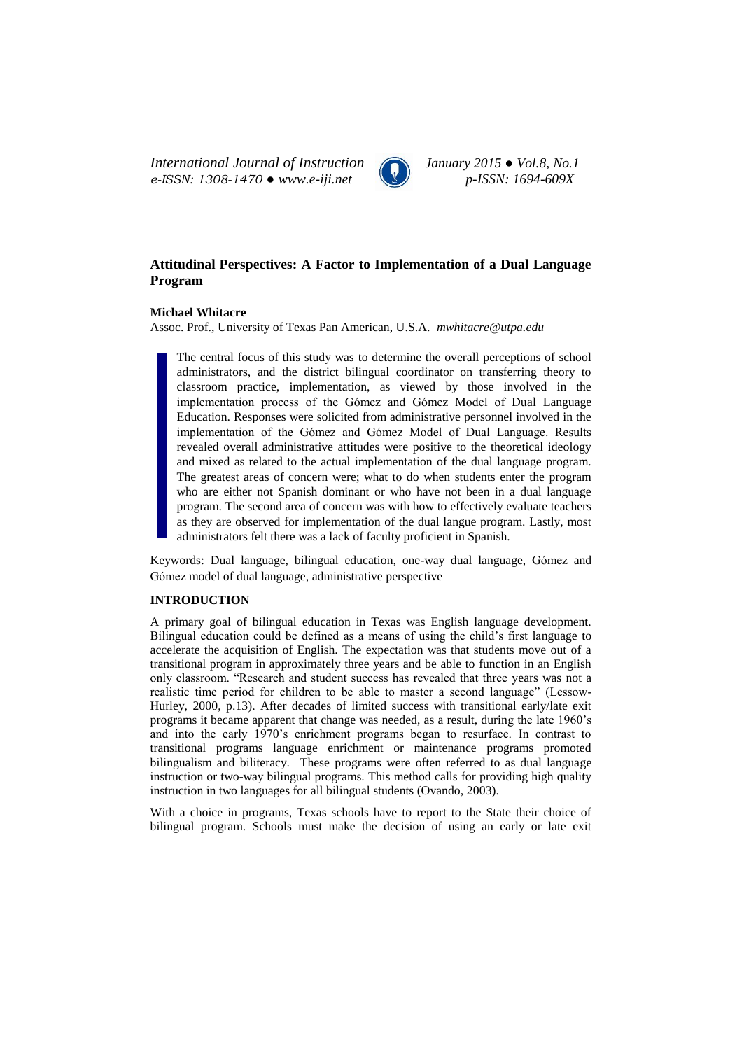**Attitudinal Perspectives: A Factor to Implementation of a Dual Language Program**

**Michael Whitacre**

Assoc. Prof., University of Texas Pan American, U.S.A. *mwhitacre@utpa.edu*

> The central focus of this study was to determine the overall perceptions of school administrators, and the district bilingual coordinator on transferring theory to classroom practice, implementation, as viewed by those involved in the implementation process of the Gómez and Gómez Model of Dual Language Education. Responses were solicited from administrative personnel involved in the implementation of the Gómez and Gómez Model of Dual Language. Results revealed overall administrative attitudes were positive to the theoretical ideology and mixed as related to the actual implementation of the dual language program. The greatest areas of concern were; what to do when students enter the program who are either not Spanish dominant or who have not been in a dual language program. The second area of concern was with how to effectively evaluate teachers as they are observed for implementation of the dual langue program. Lastly, most administrators felt there was a lack of faculty proficient in Spanish.

Keywords: Dual language, bilingual education, one-way dual language, Gómez and Gómez model of dual language, administrative perspective

## INTRODUCTION

A primary goal of bilingual education in Texas was English language development. Bilingual education could be defined as a means of using the child's first language to accelerate the acquisition of English. The expectation was that students move out of a transitional program in approximately three years and be able to function in an English only classroom. "Research and student success has revealed that three years was not a realistic time period for children to be able to master a second language" (Lessow-Hurley, 2000, p.13). After decades of limited success with transitional early/late exit programs it became apparent that change was needed, as a result, during the late 1960's and into the early 1970's enrichment programs began to resurface. In contrast to transitional programs language enrichment or maintenance programs promoted bilingualism and biliteracy. These programs were often referred to as dual language instruction or two-way bilingual programs. This method calls for providing high quality instruction in two languages for all bilingual students (Ovando, 2003).

With a choice in programs, Texas schools have to report to the State their choice of bilingual program. Schools must make the decision of using an early or late exit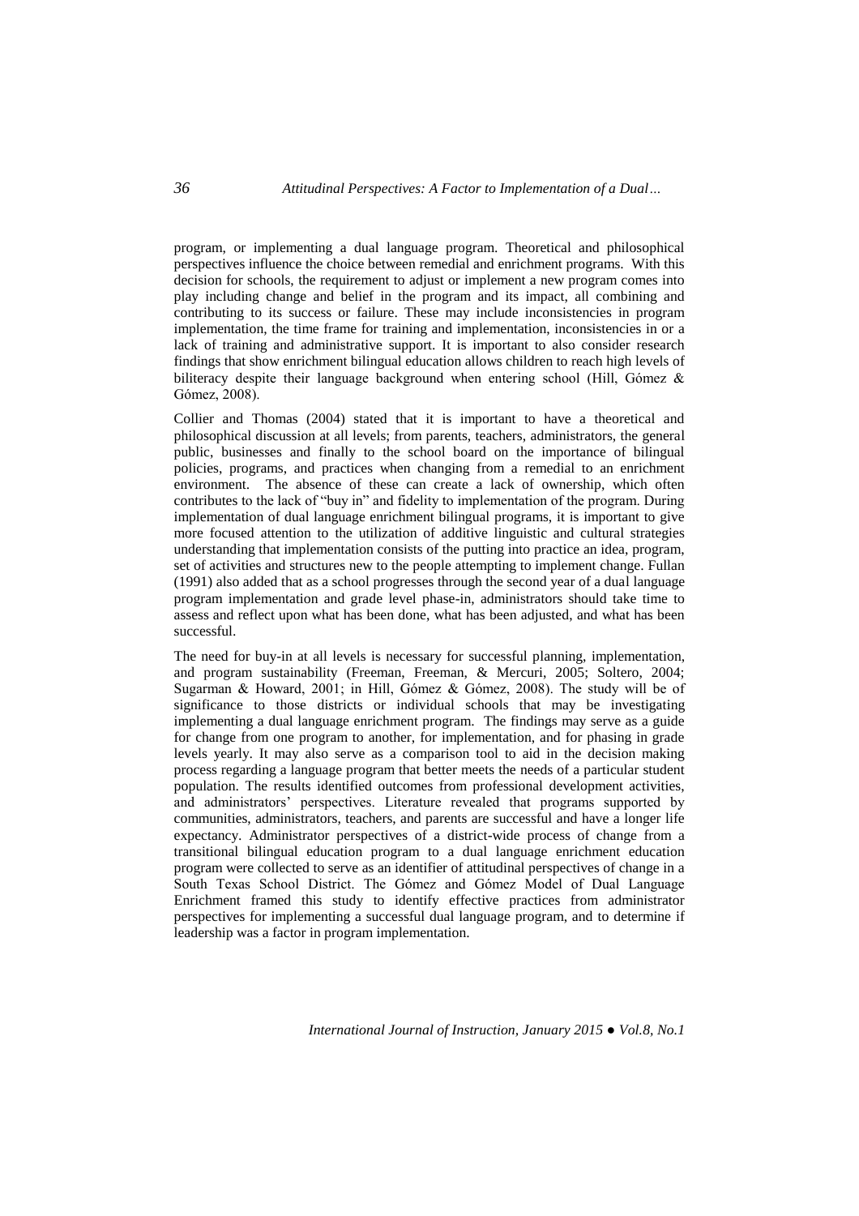program, or implementing a dual language program. Theoretical and philosophical perspectives influence the choice between remedial and enrichment programs. With this decision for schools, the requirement to adjust or implement a new program comes into play including change and belief in the program and its impact, all combining and contributing to its success or failure. These may include inconsistencies in program implementation, the time frame for training and implementation, inconsistencies in or a lack of training and administrative support. It is important to also consider research findings that show enrichment bilingual education allows children to reach high levels of biliteracy despite their language background when entering school (Hill, Gómez & Gómez, 2008).

Collier and Thomas (2004) stated that it is important to have a theoretical and philosophical discussion at all levels; from parents, teachers, administrators, the general public, businesses and finally to the school board on the importance of bilingual policies, programs, and practices when changing from a remedial to an enrichment environment. The absence of these can create a lack of ownership, which often contributes to the lack of "buy in" and fidelity to implementation of the program. During implementation of dual language enrichment bilingual programs, it is important to give more focused attention to the utilization of additive linguistic and cultural strategies understanding that implementation consists of the putting into practice an idea, program, set of activities and structures new to the people attempting to implement change. Fullan (1991) also added that as a school progresses through the second year of a dual language program implementation and grade level phase-in, administrators should take time to assess and reflect upon what has been done, what has been adjusted, and what has been successful.

The need for buy-in at all levels is necessary for successful planning, implementation, and program sustainability (Freeman, Freeman, & Mercuri, 2005; Soltero, 2004; Sugarman & Howard, 2001; in Hill, Gómez & Gómez, 2008). The study will be of significance to those districts or individual schools that may be investigating implementing a dual language enrichment program. The findings may serve as a guide for change from one program to another, for implementation, and for phasing in grade levels yearly. It may also serve as a comparison tool to aid in the decision making process regarding a language program that better meets the needs of a particular student population. The results identified outcomes from professional development activities, and administrators' perspectives. Literature revealed that programs supported by communities, administrators, teachers, and parents are successful and have a longer life expectancy. Administrator perspectives of a district-wide process of change from a transitional bilingual education program to a dual language enrichment education program were collected to serve as an identifier of attitudinal perspectives of change in a South Texas School District. The Gómez and Gómez Model of Dual Language Enrichment framed this study to identify effective practices from administrator perspectives for implementing a successful dual language program, and to determine if leadership was a factor in program implementation.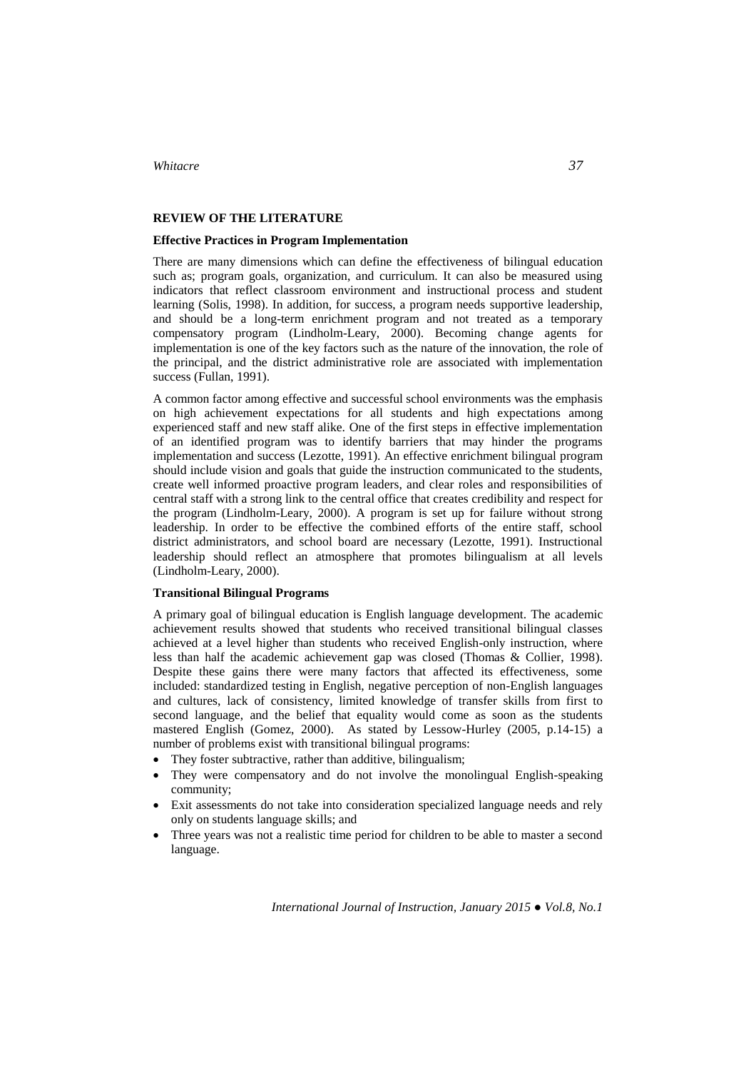## REVIEW OF THE LITERATURE

### Effective Practices in Program Implementation

There are many dimensions which can define the effectiveness of bilingual education such as; program goals, organization, and curriculum. It can also be measured using indicators that reflect classroom environment and instructional process and student learning (Solis, 1998). In addition, for success, a program needs supportive leadership, and should be a long-term enrichment program and not treated as a temporary compensatory program (Lindholm-Leary, 2000). Becoming change agents for implementation is one of the key factors such as the nature of the innovation, the role of the principal, and the district administrative role are associated with implementation success (Fullan, 1991).

A common factor among effective and successful school environments was the emphasis on high achievement expectations for all students and high expectations among experienced staff and new staff alike. One of the first steps in effective implementation of an identified program was to identify barriers that may hinder the programs implementation and success (Lezotte, 1991). An effective enrichment bilingual program should include vision and goals that guide the instruction communicated to the students, create well informed proactive program leaders, and clear roles and responsibilities of central staff with a strong link to the central office that creates credibility and respect for the program (Lindholm-Leary, 2000). A program is set up for failure without strong leadership. In order to be effective the combined efforts of the entire staff, school district administrators, and school board are necessary (Lezotte, 1991). Instructional leadership should reflect an atmosphere that promotes bilingualism at all levels (Lindholm-Leary, 2000).

### Transitional Bilingual Programs

A primary goal of bilingual education is English language development. The academic achievement results showed that students who received transitional bilingual classes achieved at a level higher than students who received English-only instruction, where less than half the academic achievement gap was closed (Thomas & Collier, 1998). Despite these gains there were many factors that affected its effectiveness, some included: standardized testing in English, negative perception of non-English languages and cultures, lack of consistency, limited knowledge of transfer skills from first to second language, and the belief that equality would come as soon as the students mastered English (Gomez, 2000). As stated by Lessow-Hurley (2005, p.14-15) a number of problems exist with transitional bilingual programs:

- They foster subtractive, rather than additive, bilingualism;
- They were compensatory and do not involve the monolingual English-speaking community;
- Exit assessments do not take into consideration specialized language needs and rely only on students language skills; and
- Three years was not a realistic time period for children to be able to master a second language.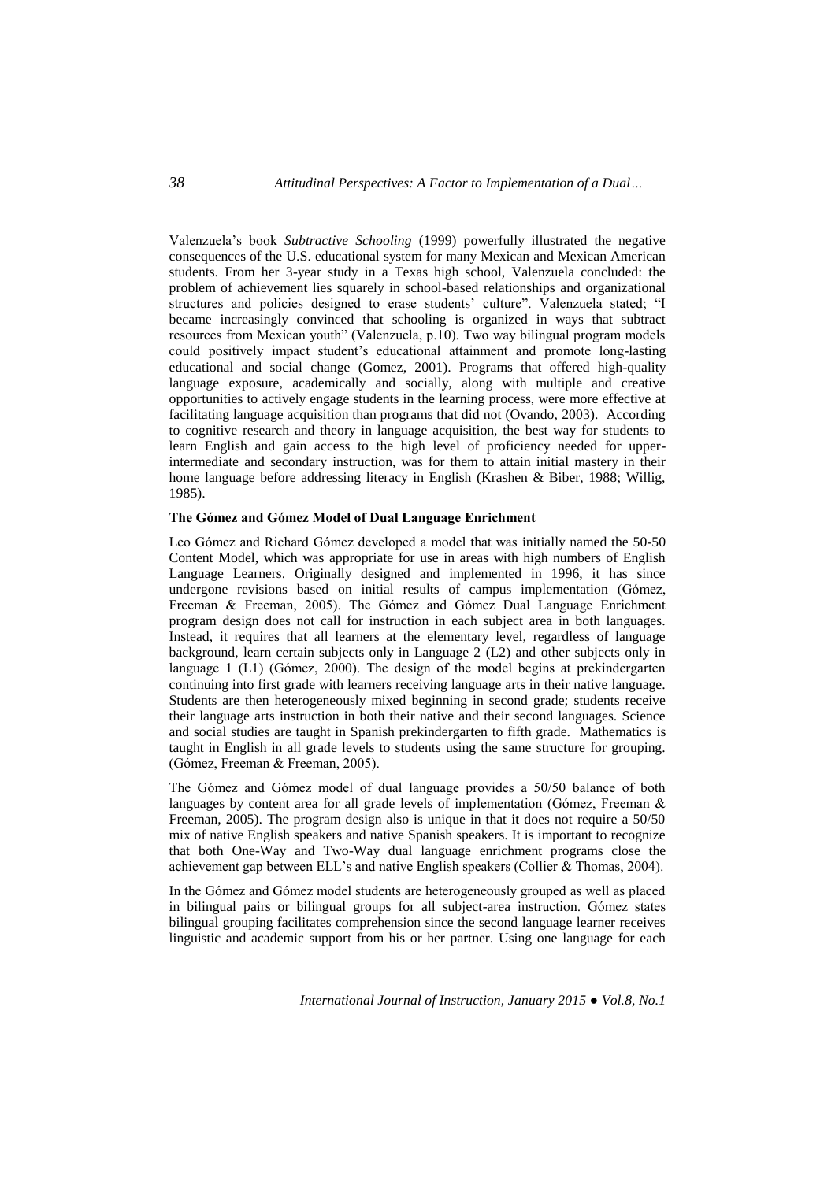Valenzuela's book *Subtractive Schooling* (1999) powerfully illustrated the negative consequences of the U.S. educational system for many Mexican and Mexican American students. From her 3-year study in a Texas high school, Valenzuela concluded: the problem of achievement lies squarely in school-based relationships and organizational structures and policies designed to erase students' culture". Valenzuela stated; "I became increasingly convinced that schooling is organized in ways that subtract resources from Mexican youth" (Valenzuela, p.10). Two way bilingual program models could positively impact student's educational attainment and promote long-lasting educational and social change (Gomez, 2001). Programs that offered high-quality language exposure, academically and socially, along with multiple and creative opportunities to actively engage students in the learning process, were more effective at facilitating language acquisition than programs that did not (Ovando, 2003). According to cognitive research and theory in language acquisition, the best way for students to learn English and gain access to the high level of proficiency needed for upper-intermediate and secondary instruction, was for them to attain initial mastery in their home language before addressing literacy in English (Krashen & Biber, 1988; Willig, 1985).

**The Gómez and Gómez Model of Dual Language Enrichment**

Leo Gómez and Richard Gómez developed a model that was initially named the 50-50 Content Model, which was appropriate for use in areas with high numbers of English Language Learners. Originally designed and implemented in 1996, it has since undergone revisions based on initial results of campus implementation (Gómez, Freeman & Freeman, 2005). The Gómez and Gómez Dual Language Enrichment program design does not call for instruction in each subject area in both languages. Instead, it requires that all learners at the elementary level, regardless of language background, learn certain subjects only in Language 2 (L2) and other subjects only in language 1 (L1) (Gómez, 2000). The design of the model begins at prekindergarten continuing into first grade with learners receiving language arts in their native language. Students are then heterogeneously mixed beginning in second grade; students receive their language arts instruction in both their native and their second languages. Science and social studies are taught in Spanish prekindergarten to fifth grade. Mathematics is taught in English in all grade levels to students using the same structure for grouping. (Gómez, Freeman & Freeman, 2005).

The Gómez and Gómez model of dual language provides a 50/50 balance of both languages by content area for all grade levels of implementation (Gómez, Freeman & Freeman, 2005). The program design also is unique in that it does not require a 50/50 mix of native English speakers and native Spanish speakers. It is important to recognize that both One-Way and Two-Way dual language enrichment programs close the achievement gap between ELL's and native English speakers (Collier & Thomas, 2004).

In the Gómez and Gómez model students are heterogeneously grouped as well as placed in bilingual pairs or bilingual groups for all subject-area instruction. Gómez states bilingual grouping facilitates comprehension since the second language learner receives linguistic and academic support from his or her partner. Using one language for each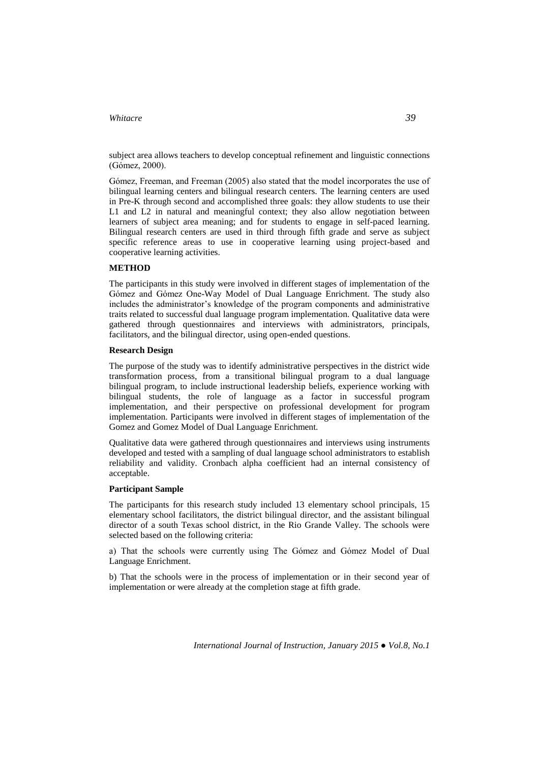subject area allows teachers to develop conceptual refinement and linguistic connections (Gómez, 2000).

Gómez, Freeman, and Freeman (2005) also stated that the model incorporates the use of bilingual learning centers and bilingual research centers. The learning centers are used in Pre-K through second and accomplished three goals: they allow students to use their L1 and L2 in natural and meaningful context; they also allow negotiation between learners of subject area meaning; and for students to engage in self-paced learning. Bilingual research centers are used in third through fifth grade and serve as subject specific reference areas to use in cooperative learning using project-based and cooperative learning activities.

## METHOD

The participants in this study were involved in different stages of implementation of the Gómez and Gómez One-Way Model of Dual Language Enrichment. The study also includes the administrator's knowledge of the program components and administrative traits related to successful dual language program implementation. Qualitative data were gathered through questionnaires and interviews with administrators, principals, facilitators, and the bilingual director, using open-ended questions.

### Research Design

The purpose of the study was to identify administrative perspectives in the district wide transformation process, from a transitional bilingual program to a dual language bilingual program, to include instructional leadership beliefs, experience working with bilingual students, the role of language as a factor in successful program implementation, and their perspective on professional development for program implementation. Participants were involved in different stages of implementation of the Gomez and Gomez Model of Dual Language Enrichment.

Qualitative data were gathered through questionnaires and interviews using instruments developed and tested with a sampling of dual language school administrators to establish reliability and validity. Cronbach alpha coefficient had an internal consistency of acceptable.

### Participant Sample

The participants for this research study included 13 elementary school principals, 15 elementary school facilitators, the district bilingual director, and the assistant bilingual director of a south Texas school district, in the Rio Grande Valley. The schools were selected based on the following criteria:

a) That the schools were currently using The Gómez and Gómez Model of Dual Language Enrichment.

b) That the schools were in the process of implementation or in their second year of implementation or were already at the completion stage at fifth grade.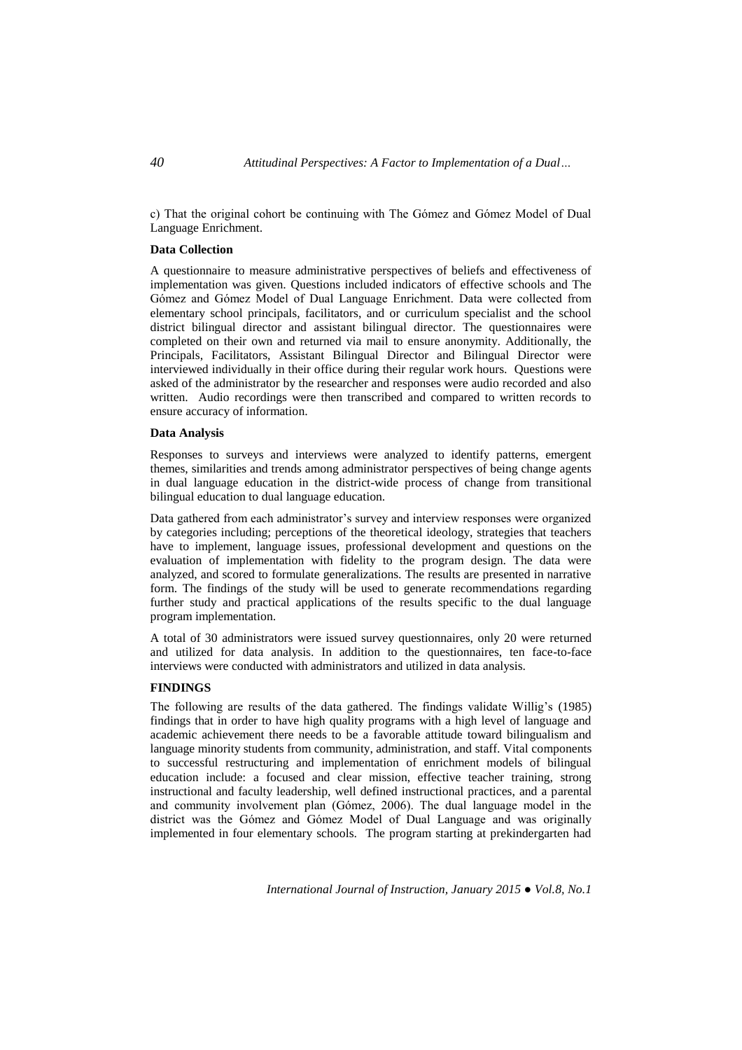c) That the original cohort be continuing with The Gómez and Gómez Model of Dual Language Enrichment.

**Data Collection**

A questionnaire to measure administrative perspectives of beliefs and effectiveness of implementation was given. Questions included indicators of effective schools and The Gómez and Gómez Model of Dual Language Enrichment. Data were collected from elementary school principals, facilitators, and or curriculum specialist and the school district bilingual director and assistant bilingual director. The questionnaires were completed on their own and returned via mail to ensure anonymity. Additionally, the Principals, Facilitators, Assistant Bilingual Director and Bilingual Director were interviewed individually in their office during their regular work hours. Questions were asked of the administrator by the researcher and responses were audio recorded and also written. Audio recordings were then transcribed and compared to written records to ensure accuracy of information.

**Data Analysis**

Responses to surveys and interviews were analyzed to identify patterns, emergent themes, similarities and trends among administrator perspectives of being change agents in dual language education in the district-wide process of change from transitional bilingual education to dual language education.

Data gathered from each administrator's survey and interview responses were organized by categories including; perceptions of the theoretical ideology, strategies that teachers have to implement, language issues, professional development and questions on the evaluation of implementation with fidelity to the program design. The data were analyzed, and scored to formulate generalizations. The results are presented in narrative form. The findings of the study will be used to generate recommendations regarding further study and practical applications of the results specific to the dual language program implementation.

A total of 30 administrators were issued survey questionnaires, only 20 were returned and utilized for data analysis. In addition to the questionnaires, ten face-to-face interviews were conducted with administrators and utilized in data analysis.

**FINDINGS**

The following are results of the data gathered. The findings validate Willig's (1985) findings that in order to have high quality programs with a high level of language and academic achievement there needs to be a favorable attitude toward bilingualism and language minority students from community, administration, and staff. Vital components to successful restructuring and implementation of enrichment models of bilingual education include: a focused and clear mission, effective teacher training, strong instructional and faculty leadership, well defined instructional practices, and a parental and community involvement plan (Gómez, 2006). The dual language model in the district was the Gómez and Gómez Model of Dual Language and was originally implemented in four elementary schools. The program starting at prekindergarten had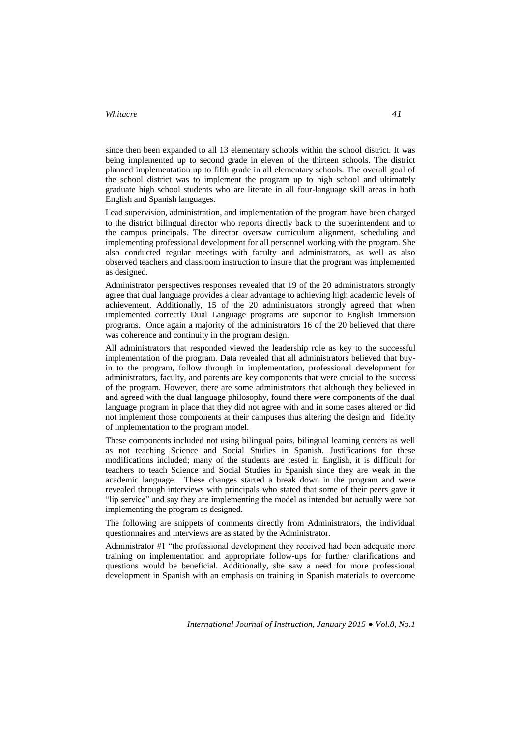since then been expanded to all 13 elementary schools within the school district. It was being implemented up to second grade in eleven of the thirteen schools. The district planned implementation up to fifth grade in all elementary schools. The overall goal of the school district was to implement the program up to high school and ultimately graduate high school students who are literate in all four-language skill areas in both English and Spanish languages.

Lead supervision, administration, and implementation of the program have been charged to the district bilingual director who reports directly back to the superintendent and to the campus principals. The director oversaw curriculum alignment, scheduling and implementing professional development for all personnel working with the program. She also conducted regular meetings with faculty and administrators, as well as also observed teachers and classroom instruction to insure that the program was implemented as designed.

Administrator perspectives responses revealed that 19 of the 20 administrators strongly agree that dual language provides a clear advantage to achieving high academic levels of achievement. Additionally, 15 of the 20 administrators strongly agreed that when implemented correctly Dual Language programs are superior to English Immersion programs. Once again a majority of the administrators 16 of the 20 believed that there was coherence and continuity in the program design.

All administrators that responded viewed the leadership role as key to the successful implementation of the program. Data revealed that all administrators believed that buy-in to the program, follow through in implementation, professional development for administrators, faculty, and parents are key components that were crucial to the success of the program. However, there are some administrators that although they believed in and agreed with the dual language philosophy, found there were components of the dual language program in place that they did not agree with and in some cases altered or did not implement those components at their campuses thus altering the design and fidelity of implementation to the program model.

These components included not using bilingual pairs, bilingual learning centers as well as not teaching Science and Social Studies in Spanish. Justifications for these modifications included; many of the students are tested in English, it is difficult for teachers to teach Science and Social Studies in Spanish since they are weak in the academic language. These changes started a break down in the program and were revealed through interviews with principals who stated that some of their peers gave it "lip service" and say they are implementing the model as intended but actually were not implementing the program as designed.

The following are snippets of comments directly from Administrators, the individual questionnaires and interviews are as stated by the Administrator.

Administrator #1 "the professional development they received had been adequate more training on implementation and appropriate follow-ups for further clarifications and questions would be beneficial. Additionally, she saw a need for more professional development in Spanish with an emphasis on training in Spanish materials to overcome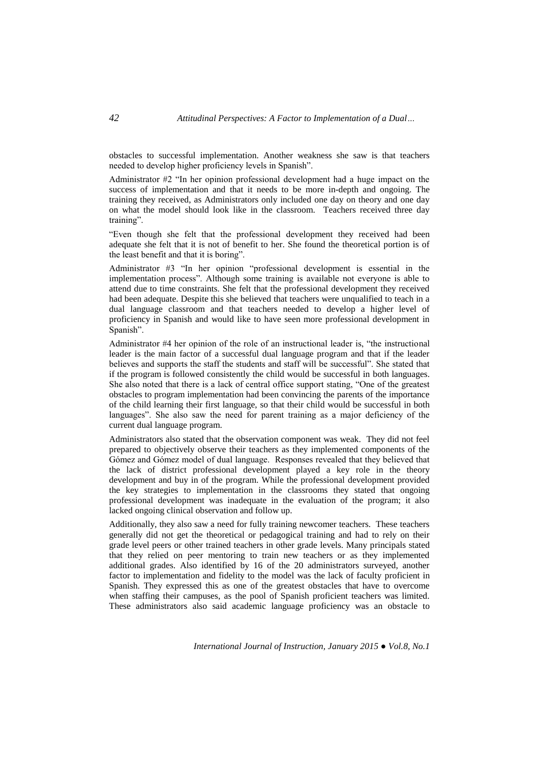obstacles to successful implementation. Another weakness she saw is that teachers needed to develop higher proficiency levels in Spanish".

Administrator #2 "In her opinion professional development had a huge impact on the success of implementation and that it needs to be more in-depth and ongoing. The training they received, as Administrators only included one day on theory and one day on what the model should look like in the classroom. Teachers received three day training".

"Even though she felt that the professional development they received had been adequate she felt that it is not of benefit to her. She found the theoretical portion is of the least benefit and that it is boring".

Administrator #3 "In her opinion "professional development is essential in the implementation process". Although some training is available not everyone is able to attend due to time constraints. She felt that the professional development they received had been adequate. Despite this she believed that teachers were unqualified to teach in a dual language classroom and that teachers needed to develop a higher level of proficiency in Spanish and would like to have seen more professional development in Spanish".

Administrator #4 her opinion of the role of an instructional leader is, "the instructional leader is the main factor of a successful dual language program and that if the leader believes and supports the staff the students and staff will be successful". She stated that if the program is followed consistently the child would be successful in both languages. She also noted that there is a lack of central office support stating, "One of the greatest obstacles to program implementation had been convincing the parents of the importance of the child learning their first language, so that their child would be successful in both languages". She also saw the need for parent training as a major deficiency of the current dual language program.

Administrators also stated that the observation component was weak. They did not feel prepared to objectively observe their teachers as they implemented components of the Gómez and Gómez model of dual language. Responses revealed that they believed that the lack of district professional development played a key role in the theory development and buy in of the program. While the professional development provided the key strategies to implementation in the classrooms they stated that ongoing professional development was inadequate in the evaluation of the program; it also lacked ongoing clinical observation and follow up.

Additionally, they also saw a need for fully training newcomer teachers. These teachers generally did not get the theoretical or pedagogical training and had to rely on their grade level peers or other trained teachers in other grade levels. Many principals stated that they relied on peer mentoring to train new teachers or as they implemented additional grades. Also identified by 16 of the 20 administrators surveyed, another factor to implementation and fidelity to the model was the lack of faculty proficient in Spanish. They expressed this as one of the greatest obstacles that have to overcome when staffing their campuses, as the pool of Spanish proficient teachers was limited. These administrators also said academic language proficiency was an obstacle to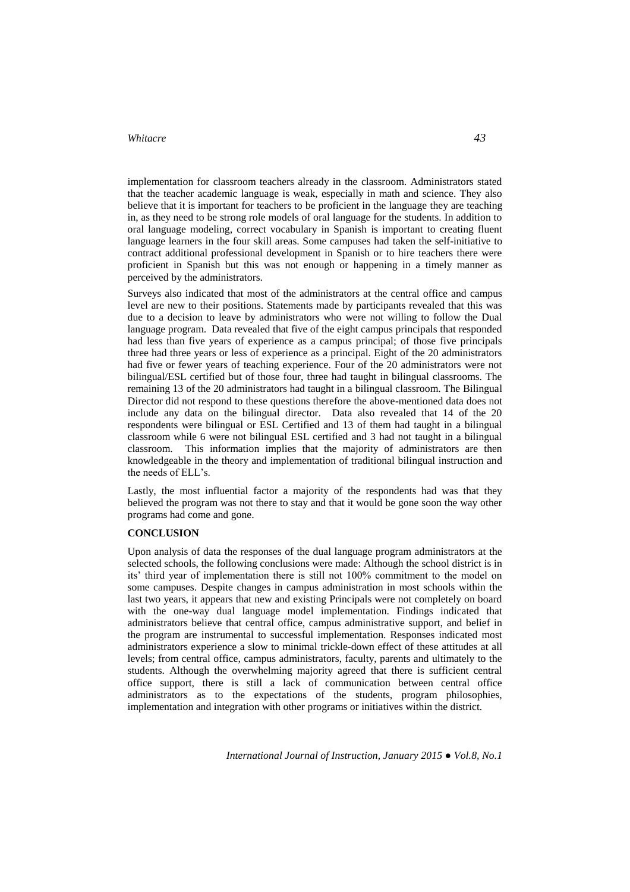implementation for classroom teachers already in the classroom. Administrators stated that the teacher academic language is weak, especially in math and science. They also believe that it is important for teachers to be proficient in the language they are teaching in, as they need to be strong role models of oral language for the students. In addition to oral language modeling, correct vocabulary in Spanish is important to creating fluent language learners in the four skill areas. Some campuses had taken the self-initiative to contract additional professional development in Spanish or to hire teachers there were proficient in Spanish but this was not enough or happening in a timely manner as perceived by the administrators.

Surveys also indicated that most of the administrators at the central office and campus level are new to their positions. Statements made by participants revealed that this was due to a decision to leave by administrators who were not willing to follow the Dual language program. Data revealed that five of the eight campus principals that responded had less than five years of experience as a campus principal; of those five principals three had three years or less of experience as a principal. Eight of the 20 administrators had five or fewer years of teaching experience. Four of the 20 administrators were not bilingual/ESL certified but of those four, three had taught in bilingual classrooms. The remaining 13 of the 20 administrators had taught in a bilingual classroom. The Bilingual Director did not respond to these questions therefore the above-mentioned data does not include any data on the bilingual director. Data also revealed that 14 of the 20 respondents were bilingual or ESL Certified and 13 of them had taught in a bilingual classroom while 6 were not bilingual ESL certified and 3 had not taught in a bilingual classroom. This information implies that the majority of administrators are then knowledgeable in the theory and implementation of traditional bilingual instruction and the needs of ELL's.

Lastly, the most influential factor a majority of the respondents had was that they believed the program was not there to stay and that it would be gone soon the way other programs had come and gone.

## CONCLUSION

Upon analysis of data the responses of the dual language program administrators at the selected schools, the following conclusions were made: Although the school district is in its' third year of implementation there is still not 100% commitment to the model on some campuses. Despite changes in campus administration in most schools within the last two years, it appears that new and existing Principals were not completely on board with the one-way dual language model implementation. Findings indicated that administrators believe that central office, campus administrative support, and belief in the program are instrumental to successful implementation. Responses indicated most administrators experience a slow to minimal trickle-down effect of these attitudes at all levels; from central office, campus administrators, faculty, parents and ultimately to the students. Although the overwhelming majority agreed that there is sufficient central office support, there is still a lack of communication between central office administrators as to the expectations of the students, program philosophies, implementation and integration with other programs or initiatives within the district.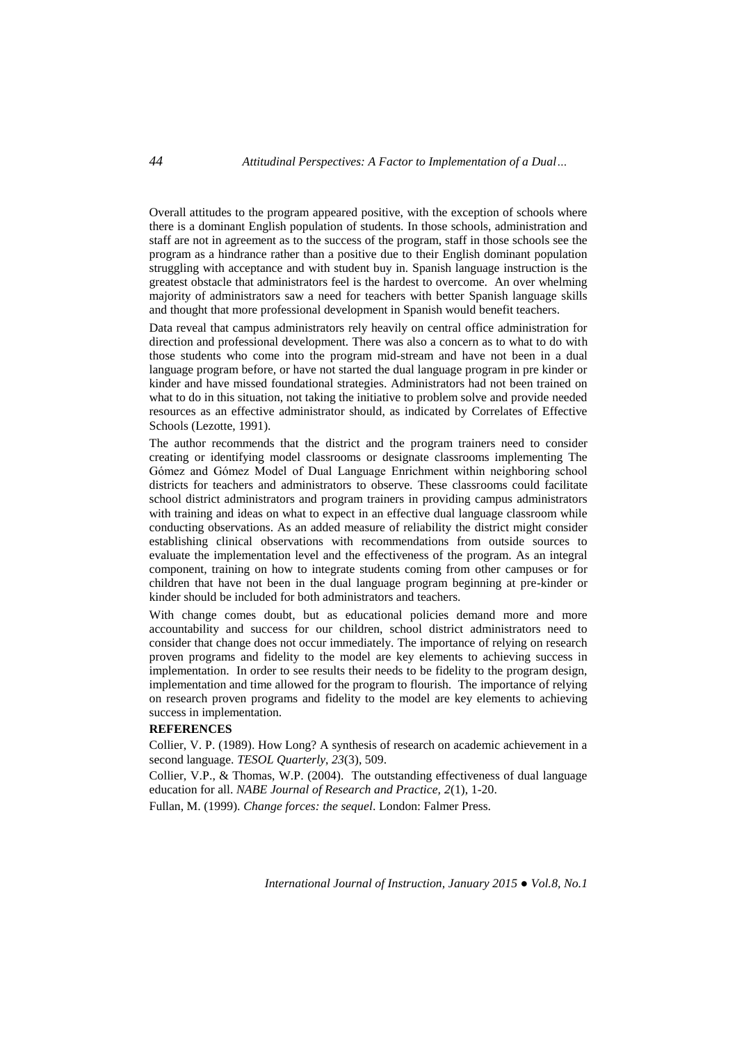Overall attitudes to the program appeared positive, with the exception of schools where there is a dominant English population of students. In those schools, administration and staff are not in agreement as to the success of the program, staff in those schools see the program as a hindrance rather than a positive due to their English dominant population struggling with acceptance and with student buy in. Spanish language instruction is the greatest obstacle that administrators feel is the hardest to overcome. An over whelming majority of administrators saw a need for teachers with better Spanish language skills and thought that more professional development in Spanish would benefit teachers.

Data reveal that campus administrators rely heavily on central office administration for direction and professional development. There was also a concern as to what to do with those students who come into the program mid-stream and have not been in a dual language program before, or have not started the dual language program in pre kinder or kinder and have missed foundational strategies. Administrators had not been trained on what to do in this situation, not taking the initiative to problem solve and provide needed resources as an effective administrator should, as indicated by Correlates of Effective Schools (Lezotte, 1991).

The author recommends that the district and the program trainers need to consider creating or identifying model classrooms or designate classrooms implementing The Gómez and Gómez Model of Dual Language Enrichment within neighboring school districts for teachers and administrators to observe. These classrooms could facilitate school district administrators and program trainers in providing campus administrators with training and ideas on what to expect in an effective dual language classroom while conducting observations. As an added measure of reliability the district might consider establishing clinical observations with recommendations from outside sources to evaluate the implementation level and the effectiveness of the program. As an integral component, training on how to integrate students coming from other campuses or for children that have not been in the dual language program beginning at pre-kinder or kinder should be included for both administrators and teachers.

With change comes doubt, but as educational policies demand more and more accountability and success for our children, school district administrators need to consider that change does not occur immediately. The importance of relying on research proven programs and fidelity to the model are key elements to achieving success in implementation. In order to see results their needs to be fidelity to the program design, implementation and time allowed for the program to flourish. The importance of relying on research proven programs and fidelity to the model are key elements to achieving success in implementation.

**REFERENCES**

Collier, V. P. (1989). How Long? A synthesis of research on academic achievement in a second language. *TESOL Quarterly, 23*(3), 509.

Collier, V.P., & Thomas, W.P. (2004). The outstanding effectiveness of dual language education for all. *NABE Journal of Research and Practice, 2*(1), 1-20.

Fullan, M. (1999). *Change forces: the sequel*. London: Falmer Press.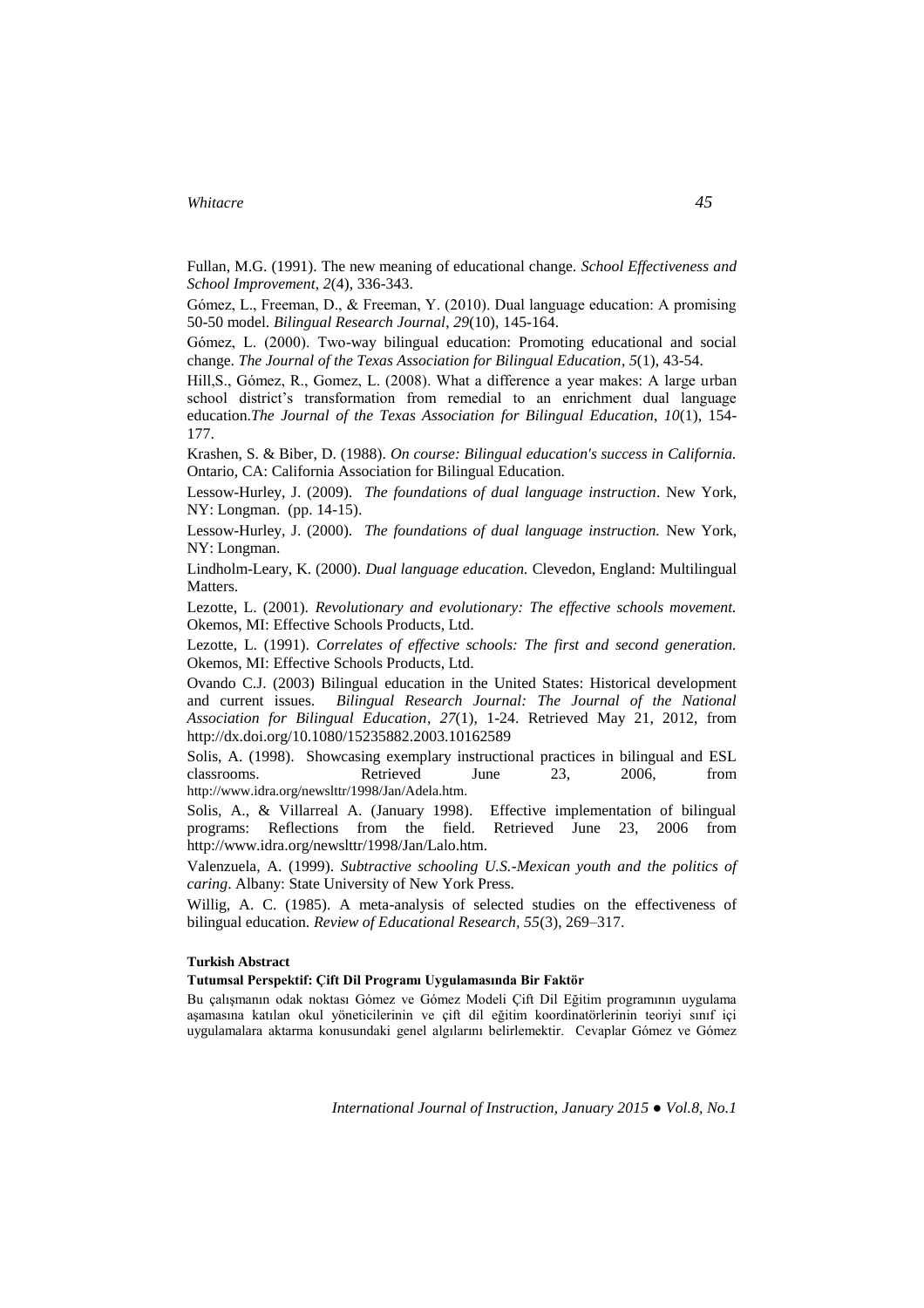Fullan, M.G. (1991). The new meaning of educational change. *School Effectiveness and School Improvement*, *2*(4), 336-343.

Gómez, L., Freeman, D., & Freeman, Y. (2010). Dual language education: A promising 50-50 model. *Bilingual Research Journal*, *29*(10), 145-164.

Gómez, L. (2000). Two-way bilingual education: Promoting educational and social change. *The Journal of the Texas Association for Bilingual Education*, *5*(1), 43-54.

Hill,S., Gómez, R., Gomez, L. (2008). What a difference a year makes: A large urban school district's transformation from remedial to an enrichment dual language education.*The Journal of the Texas Association for Bilingual Education*, *10*(1), 154-177.

Krashen, S. & Biber, D. (1988). *On course: Bilingual education's success in California.* Ontario, CA: California Association for Bilingual Education.

Lessow-Hurley, J. (2009). *The foundations of dual language instruction*. New York, NY: Longman. (pp. 14-15).

Lessow-Hurley, J. (2000). *The foundations of dual language instruction.* New York, NY: Longman.

Lindholm-Leary, K. (2000). *Dual language education.* Clevedon, England: Multilingual Matters.

Lezotte, L. (2001). *Revolutionary and evolutionary: The effective schools movement.* Okemos, MI: Effective Schools Products, Ltd.

Lezotte, L. (1991). *Correlates of effective schools: The first and second generation.* Okemos, MI: Effective Schools Products, Ltd.

Ovando C.J. (2003) Bilingual education in the United States: Historical development and current issues. *Bilingual Research Journal: The Journal of the National Association for Bilingual Education*, *27*(1), 1-24. Retrieved May 21, 2012, from http://dx.doi.org/10.1080/15235882.2003.10162589

Solis, A. (1998). Showcasing exemplary instructional practices in bilingual and ESL classrooms. Retrieved June 23, 2006, from http://www.idra.org/newslttr/1998/Jan/Adela.htm.

Solis, A., & Villarreal A. (January 1998). Effective implementation of bilingual programs: Reflections from the field. Retrieved June 23, 2006 from http://www.idra.org/newslttr/1998/Jan/Lalo.htm.

Valenzuela, A. (1999). *Subtractive schooling U.S.-Mexican youth and the politics of caring*. Albany: State University of New York Press.

Willig, A. C. (1985). A meta-analysis of selected studies on the effectiveness of bilingual education. *Review of Educational Research*, *55*(3), 269–317.

**Turkish Abstract**

**Tutumsal Perspektif: Çift Dil Programı Uygulamasında Bir Faktör**

Bu çalışmanın odak noktası Gómez ve Gómez Modeli Çift Dil Eğitim programının uygulama aşamasına katılan okul yöneticilerinin ve çift dil eğitim koordinatörlerinin teoriyi sınıf içi uygulamalara aktarma konusundaki genel algılarını belirlemektir. Cevaplar Gómez ve Gómez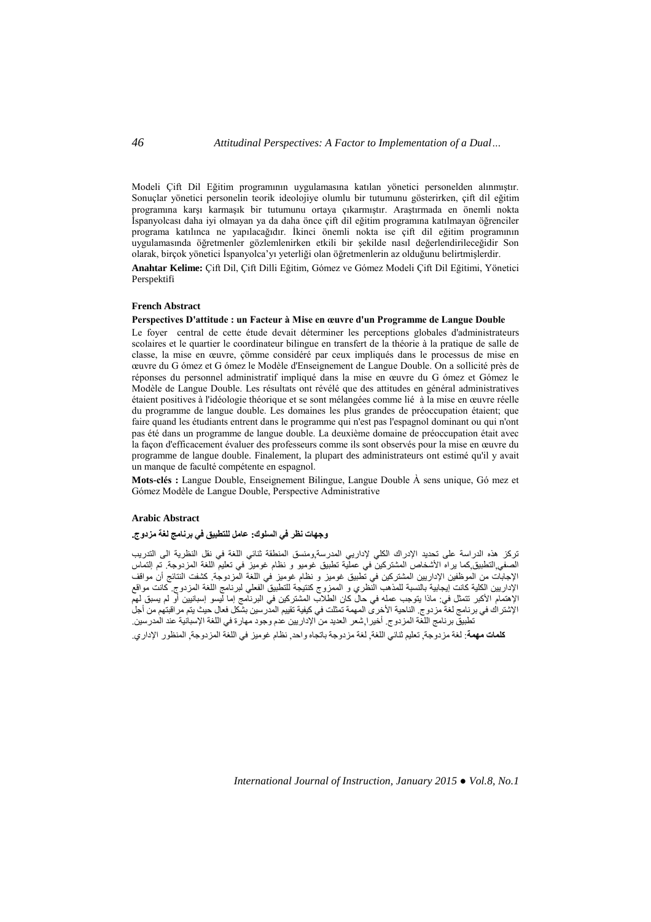Modeli Çift Dil Eğitim programının uygulamasına katılan yönetici personelden alınmıştır. Sonuçlar yönetici personelin teorik ideolojiye olumlu bir tutumunu gösterirken, çift dil eğitim programına karşı karmaşık bir tutumunu ortaya çıkarmıştır. Araştırmada en önemli nokta İspanyolcası daha iyi olmayan ya da daha önce çift dil eğitim programına katılmayan öğrenciler programa katılınca ne yapılacağıdır. İkinci önemli nokta ise çift dil eğitim programının uygulamasında öğretmenler gözlemlenirken etkili bir şekilde nasıl değerlendirileceğidir Son olarak, birçok yönetici İspanyolca'yı yeterliği olan öğretmenlerin az olduğunu belirtmişlerdir.

**Anahtar Kelime:** Çift Dil, Çift Dilli Eğitim, Gómez ve Gómez Modeli Çift Dil Eğitimi, Yönetici Perspektifi

**French Abstract**

**Perspectives D'attitude : un Facteur à Mise en œuvre d'un Programme de Langue Double**

Le foyer central de cette étude devait déterminer les perceptions globales d'administrateurs scolaires et le quartier le coordinateur bilingue en transfert de la théorie à la pratique de salle de classe, la mise en œuvre, çömme considéré par ceux impliqués dans le processus de mise en œuvre du G ómez et G ómez le Modèle d'Enseignement de Langue Double. On a sollicité près de réponses du personnel administratif impliqué dans la mise en œuvre du G ómez et Gómez le Modèle de Langue Double. Les résultats ont révélé que des attitudes en général administratives étaient positives à l'idéologie théorique et se sont mélangées comme lié à la mise en œuvre réelle du programme de langue double. Les domaines les plus grandes de préoccupation étaient; que faire quand les étudiants entrent dans le programme qui n'est pas l'espagnol dominant ou qui n'ont pas été dans un programme de langue double. La deuxième domaine de préoccupation était avec la façon d'efficacement évaluer des professeurs comme ils sont observés pour la mise en œuvre du programme de langue double. Finalement, la plupart des administrateurs ont estimé qu'il y avait un manque de faculté compétente en espagnol.

**Mots-clés :** Langue Double, Enseignement Bilingue, Langue Double À sens unique, Gó mez et Gómez Modèle de Langue Double, Perspective Administrative

**Arabic Abstract**

**وجهات نظر في السلوك: عامل للتطبيق في برنامج لغة مزدوج.**

تركز هذه الدراسة على تحديد الإدراك الكلي لإداريي المدرسة,ومنسق المنطقة ثنائي اللغة في نقل النظرية الى التدريب الصفي,التطبيق,كما يراه الأشخاص المشتركين في عملية تطبيق غوميو و نظام غوميز في تعليم اللغة المزدوجة. تم إلتماس الإجابات من الموظفين الإداريين المشتركين في تطبيق غوميز و نظام غوميز في اللغة المزدوجة. كشفت النتائج أن مواقف الإداريين الكلية كانت إيجابية بالنسبة للمذهب النظري و الممزوج كنتيجة للتطبيق الفعلي لبرنامج اللغة المزدوج. كانت مواقع الإهتمام الأكبر تتمثل في: ماذا يتوجب عمله في حال كان الطلاب المشتركين في البرنامج إما ليسو إسبانيين أو لم يسبق لهم الإشتراك في برنامج لغة مزدوج. الناحية الأخرى المهمة تمثلت في كيفية تقييم المدرسين بشكل فعال حيث يتم مراقبتهم من أجل تطبيق برنامج اللغة المزدوج. أخيرا,شعر العديد من الإداريين عدم وجود مهارة في اللغة الإسبانية عند المدرسين.

**كلمات مهمة**: لغة مزدوجة, تعليم ثنائي اللغة, لغة مزدوجة باتجاه واحد, نظام غوميز في اللغة المزدوجة, المنظور الإداري.